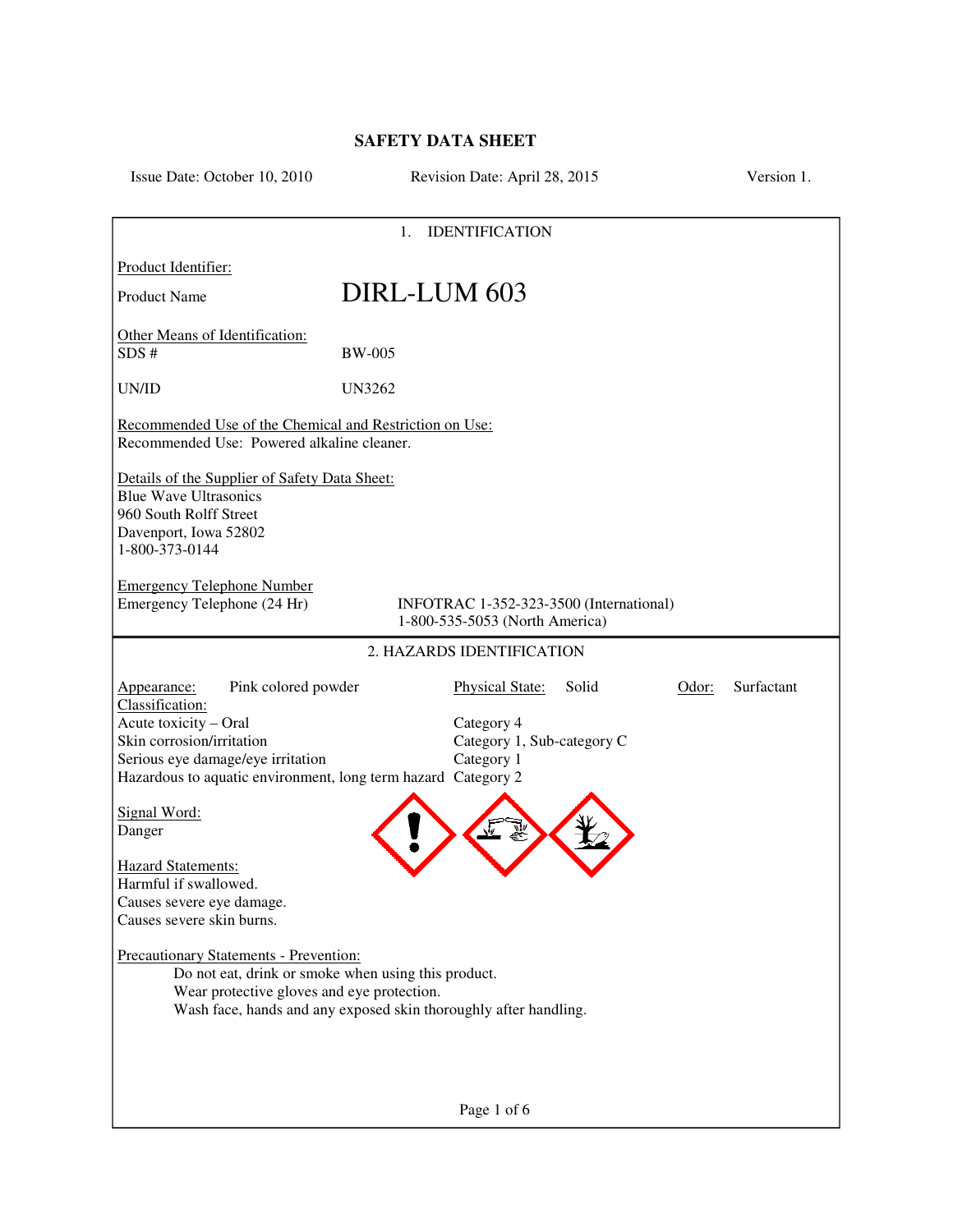# SAFETY DATA SHEET

Issue Date: October 10, 2010 Revision Date: April 28, 2015 Version 1.

## 1. IDENTIFICATION

Product Identifier:

Product Name **DIRL-LUM 603**

Other Means of Identification:

SDS # BW-005

UN/ID UN3262

Recommended Use of the Chemical and Restriction on Use:
Recommended Use: Powered alkaline cleaner.

Details of the Supplier of Safety Data Sheet:
Blue Wave Ultrasonics
960 South Rolff Street
Davenport, Iowa 52802
1-800-373-0144

Emergency Telephone Number
Emergency Telephone (24 Hr) INFOTRAC 1-352-323-3500 (International)
1-800-535-5053 (North America)

## 2. HAZARDS IDENTIFICATION

Appearance: Pink colored powder Physical State: Solid Odor: Surfactant

Classification:

| Hazard | Category |
|---|---|
| Acute toxicity – Oral | Category 4 |
| Skin corrosion/irritation | Category 1, Sub-category C |
| Serious eye damage/eye irritation | Category 1 |
| Hazardous to aquatic environment, long term hazard | Category 2 |

Signal Word:
Danger

Hazard Statements:
Harmful if swallowed.
Causes severe eye damage.
Causes severe skin burns.

Precautionary Statements - Prevention:
- Do not eat, drink or smoke when using this product.
- Wear protective gloves and eye protection.
- Wash face, hands and any exposed skin thoroughly after handling.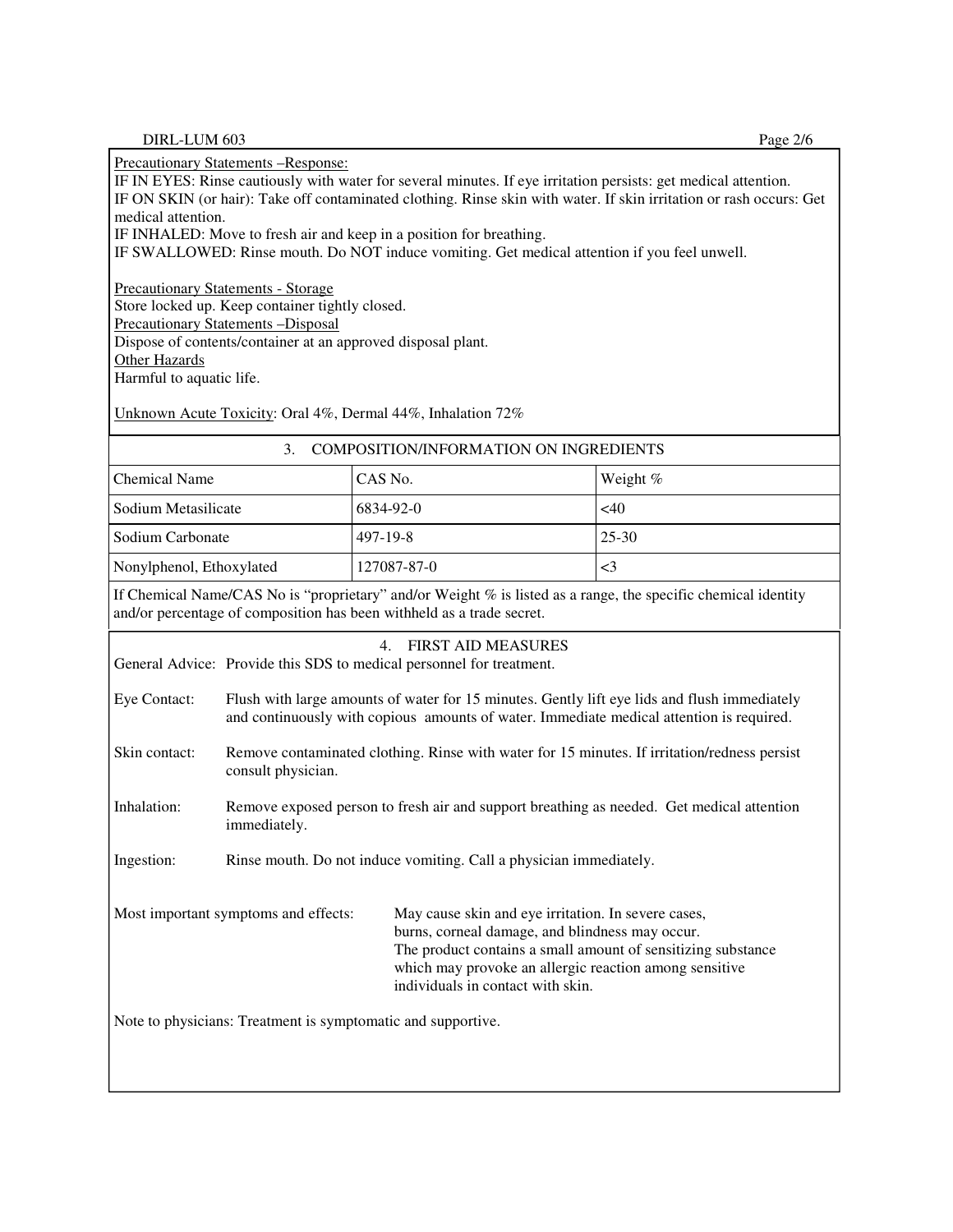Precautionary Statements –Response:

IF IN EYES: Rinse cautiously with water for several minutes. If eye irritation persists: get medical attention.
IF ON SKIN (or hair): Take off contaminated clothing. Rinse skin with water. If skin irritation or rash occurs: Get medical attention.
IF INHALED: Move to fresh air and keep in a position for breathing.
IF SWALLOWED: Rinse mouth. Do NOT induce vomiting. Get medical attention if you feel unwell.

Precautionary Statements - Storage

Store locked up. Keep container tightly closed.

Precautionary Statements –Disposal

Dispose of contents/container at an approved disposal plant.

Other Hazards

Harmful to aquatic life.

Unknown Acute Toxicity: Oral 4%, Dermal 44%, Inhalation 72%

## 3. COMPOSITION/INFORMATION ON INGREDIENTS

| Chemical Name | CAS No. | Weight % |
|---|---|---|
| Sodium Metasilicate | 6834-92-0 | <40 |
| Sodium Carbonate | 497-19-8 | 25-30 |
| Nonylphenol, Ethoxylated | 127087-87-0 | <3 |

If Chemical Name/CAS No is "proprietary" and/or Weight % is listed as a range, the specific chemical identity and/or percentage of composition has been withheld as a trade secret.

## 4. FIRST AID MEASURES

General Advice: Provide this SDS to medical personnel for treatment.

Eye Contact: Flush with large amounts of water for 15 minutes. Gently lift eye lids and flush immediately and continuously with copious amounts of water. Immediate medical attention is required.

Skin contact: Remove contaminated clothing. Rinse with water for 15 minutes. If irritation/redness persist consult physician.

Inhalation: Remove exposed person to fresh air and support breathing as needed. Get medical attention immediately.

Ingestion: Rinse mouth. Do not induce vomiting. Call a physician immediately.

Most important symptoms and effects: May cause skin and eye irritation. In severe cases, burns, corneal damage, and blindness may occur. The product contains a small amount of sensitizing substance which may provoke an allergic reaction among sensitive individuals in contact with skin.

Note to physicians: Treatment is symptomatic and supportive.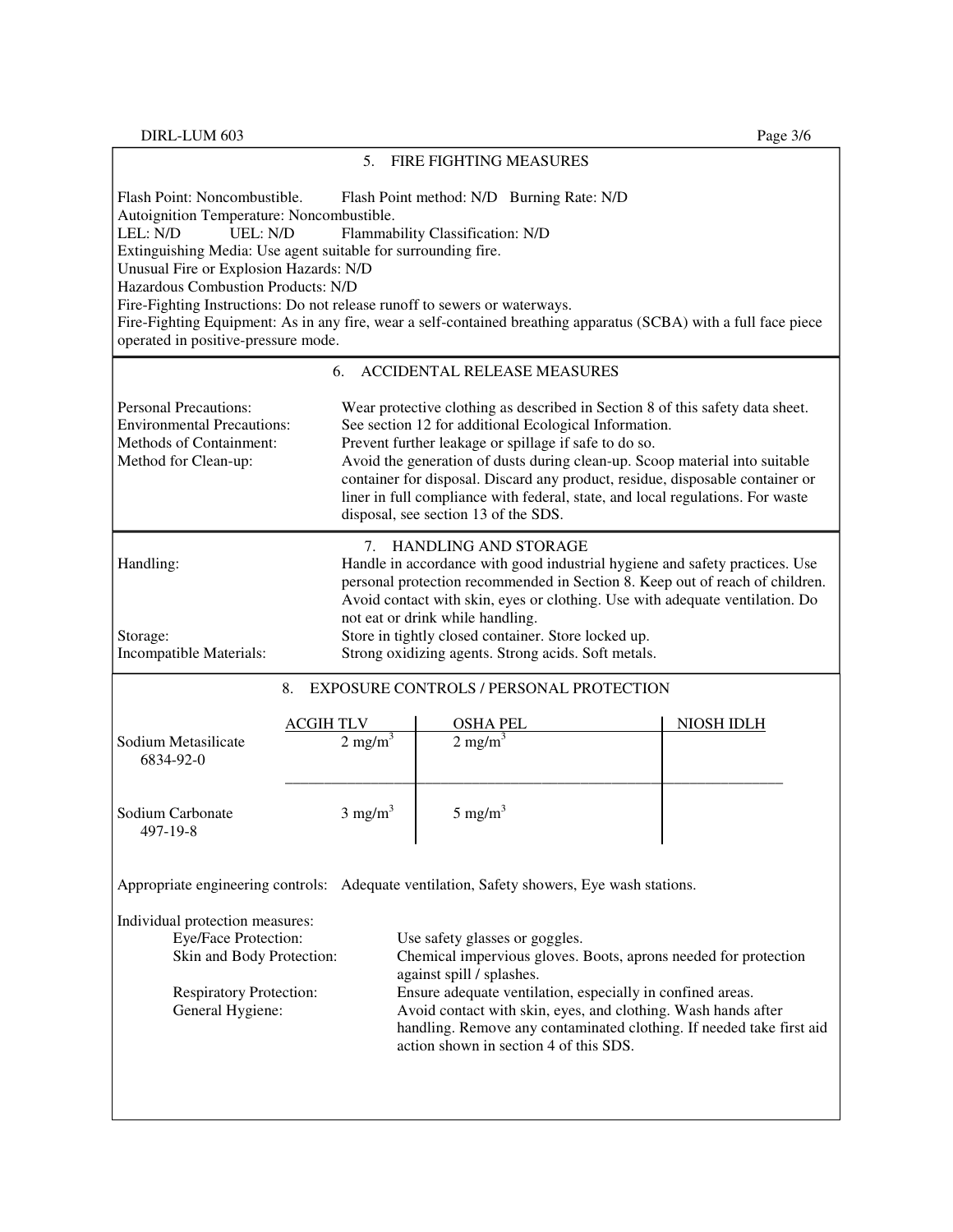## 5. FIRE FIGHTING MEASURES

Flash Point: Noncombustible. Flash Point method: N/D Burning Rate: N/D
Autoignition Temperature: Noncombustible.
LEL: N/D UEL: N/D Flammability Classification: N/D
Extinguishing Media: Use agent suitable for surrounding fire.
Unusual Fire or Explosion Hazards: N/D
Hazardous Combustion Products: N/D
Fire-Fighting Instructions: Do not release runoff to sewers or waterways.
Fire-Fighting Equipment: As in any fire, wear a self-contained breathing apparatus (SCBA) with a full face piece operated in positive-pressure mode.

## 6. ACCIDENTAL RELEASE MEASURES

Personal Precautions: Wear protective clothing as described in Section 8 of this safety data sheet.
Environmental Precautions: See section 12 for additional Ecological Information.
Methods of Containment: Prevent further leakage or spillage if safe to do so.
Method for Clean-up: Avoid the generation of dusts during clean-up. Scoop material into suitable container for disposal. Discard any product, residue, disposable container or liner in full compliance with federal, state, and local regulations. For waste disposal, see section 13 of the SDS.

## 7. HANDLING AND STORAGE

Handling: Handle in accordance with good industrial hygiene and safety practices. Use personal protection recommended in Section 8. Keep out of reach of children. Avoid contact with skin, eyes or clothing. Use with adequate ventilation. Do not eat or drink while handling.
Storage: Store in tightly closed container. Store locked up.
Incompatible Materials: Strong oxidizing agents. Strong acids. Soft metals.

## 8. EXPOSURE CONTROLS / PERSONAL PROTECTION

| | ACGIH TLV | OSHA PEL | NIOSH IDLH |
|---|---|---|---|
| Sodium Metasilicate 6834-92-0 | 2 mg/m$^3$ | 2 mg/m$^3$ | |
| Sodium Carbonate 497-19-8 | 3 mg/m$^3$ | 5 mg/m$^3$ | |

Appropriate engineering controls: Adequate ventilation, Safety showers, Eye wash stations.

Individual protection measures:
- Eye/Face Protection: Use safety glasses or goggles.
- Skin and Body Protection: Chemical impervious gloves. Boots, aprons needed for protection against spill / splashes.
- Respiratory Protection: Ensure adequate ventilation, especially in confined areas.
- General Hygiene: Avoid contact with skin, eyes, and clothing. Wash hands after handling. Remove any contaminated clothing. If needed take first aid action shown in section 4 of this SDS.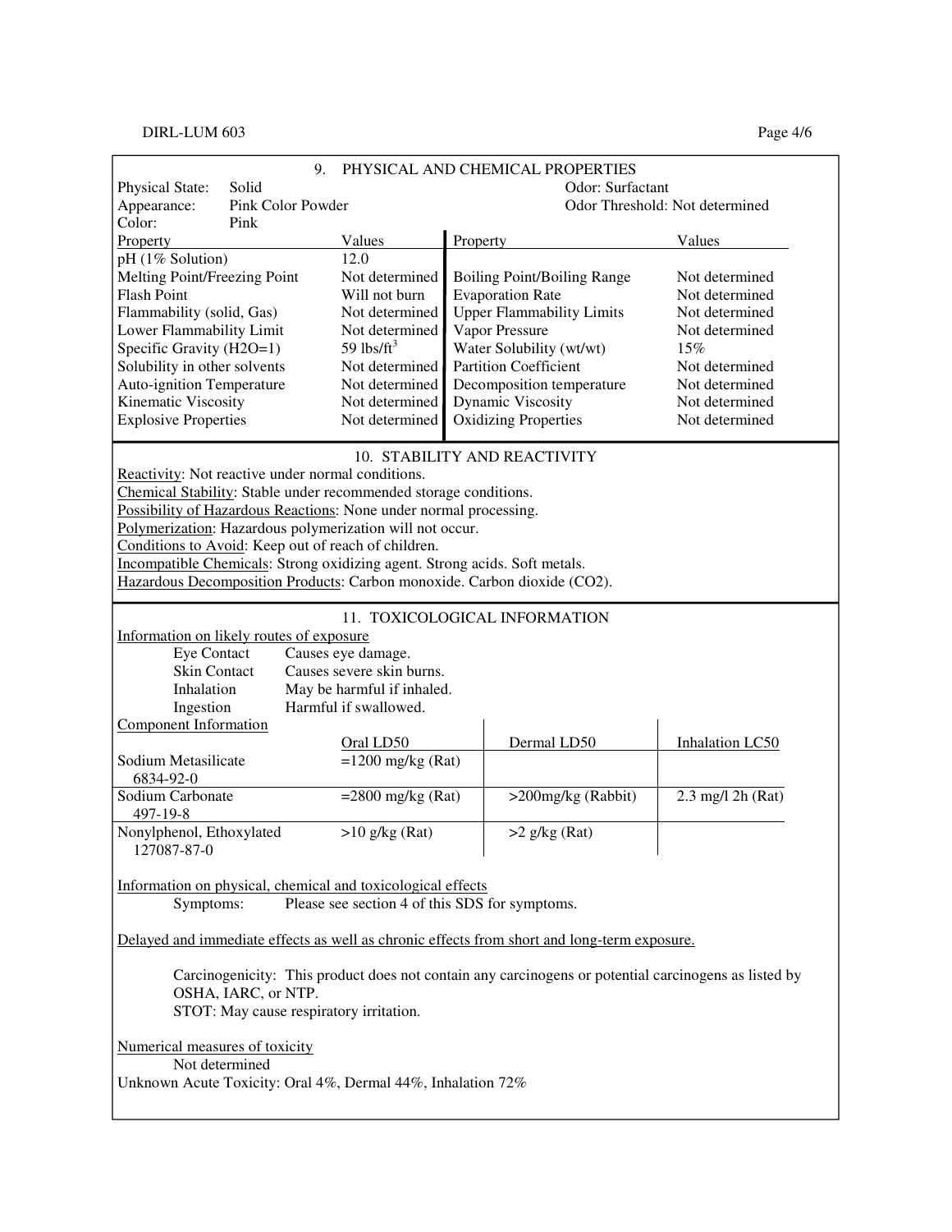## 9. PHYSICAL AND CHEMICAL PROPERTIES

Physical State: Solid
Appearance: Pink Color Powder
Color: Pink

Odor: Surfactant
Odor Threshold: Not determined

| Property | Values | Property | Values |
|---|---|---|---|
| pH (1% Solution) | 12.0 | | |
| Melting Point/Freezing Point | Not determined | Boiling Point/Boiling Range | Not determined |
| Flash Point | Will not burn | Evaporation Rate | Not determined |
| Flammability (solid, Gas) | Not determined | Upper Flammability Limits | Not determined |
| Lower Flammability Limit | Not determined | Vapor Pressure | Not determined |
| Specific Gravity (H2O=1) | 59 lbs/ft$^3$ | Water Solubility (wt/wt) | 15% |
| Solubility in other solvents | Not determined | Partition Coefficient | Not determined |
| Auto-ignition Temperature | Not determined | Decomposition temperature | Not determined |
| Kinematic Viscosity | Not determined | Dynamic Viscosity | Not determined |
| Explosive Properties | Not determined | Oxidizing Properties | Not determined |

## 10. STABILITY AND REACTIVITY

Reactivity: Not reactive under normal conditions.
Chemical Stability: Stable under recommended storage conditions.
Possibility of Hazardous Reactions: None under normal processing.
Polymerization: Hazardous polymerization will not occur.
Conditions to Avoid: Keep out of reach of children.
Incompatible Chemicals: Strong oxidizing agent. Strong acids. Soft metals.
Hazardous Decomposition Products: Carbon monoxide. Carbon dioxide (CO2).

## 11. TOXICOLOGICAL INFORMATION

Information on likely routes of exposure

- Eye Contact: Causes eye damage.
- Skin Contact: Causes severe skin burns.
- Inhalation: May be harmful if inhaled.
- Ingestion: Harmful if swallowed.

Component Information

| | Oral LD50 | Dermal LD50 | Inhalation LC50 |
|---|---|---|---|
| Sodium Metasilicate 6834-92-0 | =1200 mg/kg (Rat) | | |
| Sodium Carbonate 497-19-8 | =2800 mg/kg (Rat) | >200mg/kg (Rabbit) | 2.3 mg/l 2h (Rat) |
| Nonylphenol, Ethoxylated 127087-87-0 | >10 g/kg (Rat) | >2 g/kg (Rat) | |

Information on physical, chemical and toxicological effects

Symptoms: Please see section 4 of this SDS for symptoms.

Delayed and immediate effects as well as chronic effects from short and long-term exposure.

Carcinogenicity: This product does not contain any carcinogens or potential carcinogens as listed by OSHA, IARC, or NTP.
STOT: May cause respiratory irritation.

Numerical measures of toxicity

Not determined

Unknown Acute Toxicity: Oral 4%, Dermal 44%, Inhalation 72%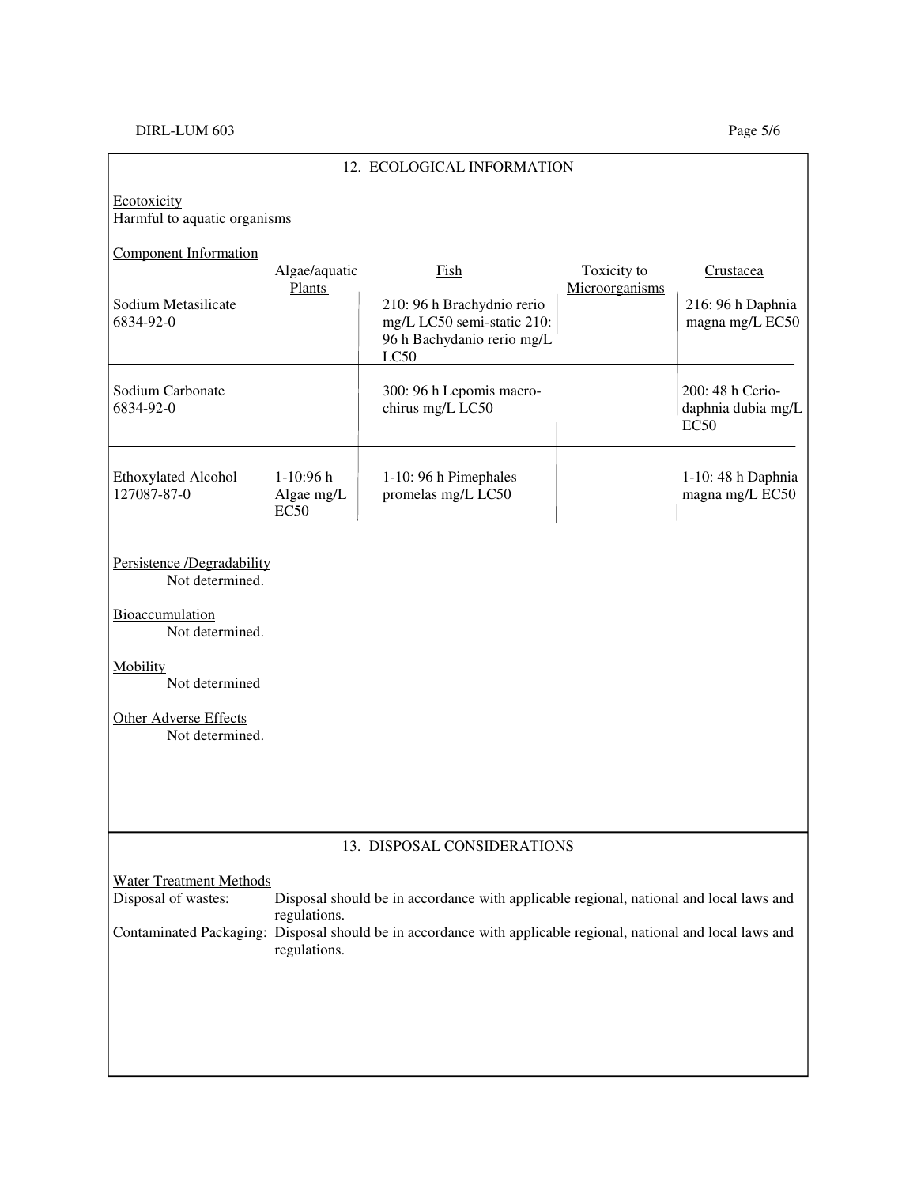## 12. ECOLOGICAL INFORMATION

Ecotoxicity
Harmful to aquatic organisms

Component Information

| | Algae/aquatic Plants | Fish | Toxicity to Microorganisms | Crustacea |
|---|---|---|---|---|
| Sodium Metasilicate 6834-92-0 | | 210: 96 h Brachydnio rerio mg/L LC50 semi-static 210: 96 h Bachydanio rerio mg/L LC50 | | 216: 96 h Daphnia magna mg/L EC50 |
| Sodium Carbonate 6834-92-0 | | 300: 96 h Lepomis macro-chirus mg/L LC50 | | 200: 48 h Cerio-daphnia dubia mg/L EC50 |
| Ethoxylated Alcohol 127087-87-0 | 1-10:96 h Algae mg/L EC50 | 1-10: 96 h Pimephales promelas mg/L LC50 | | 1-10: 48 h Daphnia magna mg/L EC50 |

Persistence /Degradability
Not determined.

Bioaccumulation
Not determined.

Mobility
Not determined

Other Adverse Effects
Not determined.

## 13. DISPOSAL CONSIDERATIONS

Water Treatment Methods

Disposal of wastes: Disposal should be in accordance with applicable regional, national and local laws and regulations.

Contaminated Packaging: Disposal should be in accordance with applicable regional, national and local laws and regulations.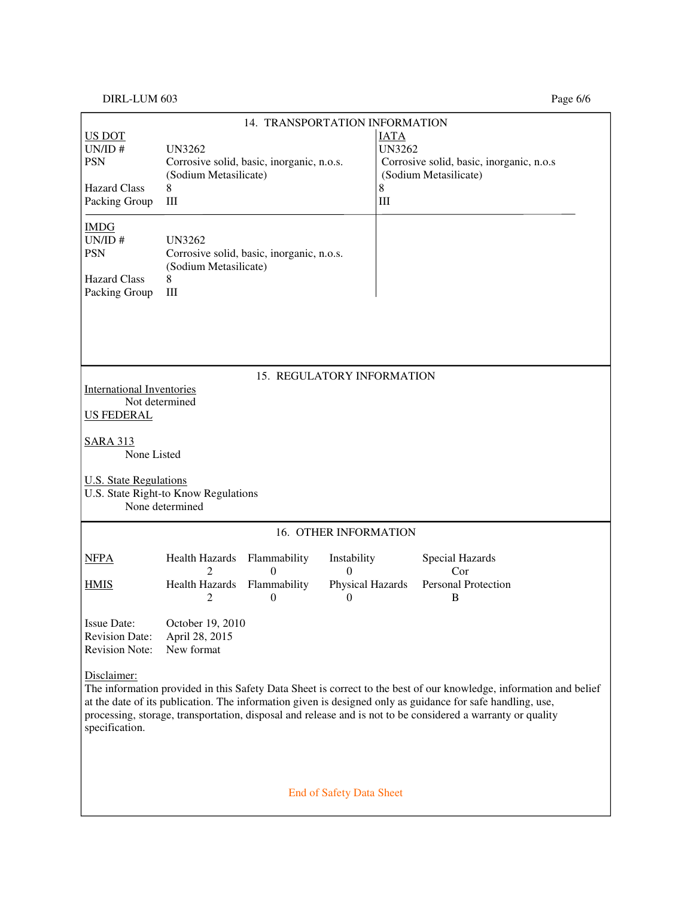## 14. TRANSPORTATION INFORMATION

| | US DOT | IATA |
|---|---|---|
| UN/ID # | UN3262 | UN3262 |
| PSN | Corrosive solid, basic, inorganic, n.o.s. (Sodium Metasilicate) | Corrosive solid, basic, inorganic, n.o.s (Sodium Metasilicate) |
| Hazard Class | 8 | 8 |
| Packing Group | III | III |

**IMDG**

| | |
|---|---|
| UN/ID # | UN3262 |
| PSN | Corrosive solid, basic, inorganic, n.o.s. (Sodium Metasilicate) |
| Hazard Class | 8 |
| Packing Group | III |

## 15. REGULATORY INFORMATION

International Inventories

Not determined

US FEDERAL

SARA 313

None Listed

U.S. State Regulations

U.S. State Right-to Know Regulations

None determined

## 16. OTHER INFORMATION

| | | | | |
|---|---|---|---|---|
| NFPA | Health Hazards | Flammability | Instability | Special Hazards |
| | 2 | 0 | 0 | Cor |
| HMIS | Health Hazards | Flammability | Physical Hazards | Personal Protection |
| | 2 | 0 | 0 | B |

Issue Date: October 19, 2010
Revision Date: April 28, 2015
Revision Note: New format

Disclaimer:

The information provided in this Safety Data Sheet is correct to the best of our knowledge, information and belief at the date of its publication. The information given is designed only as guidance for safe handling, use, processing, storage, transportation, disposal and release and is not to be considered a warranty or quality specification.

End of Safety Data Sheet